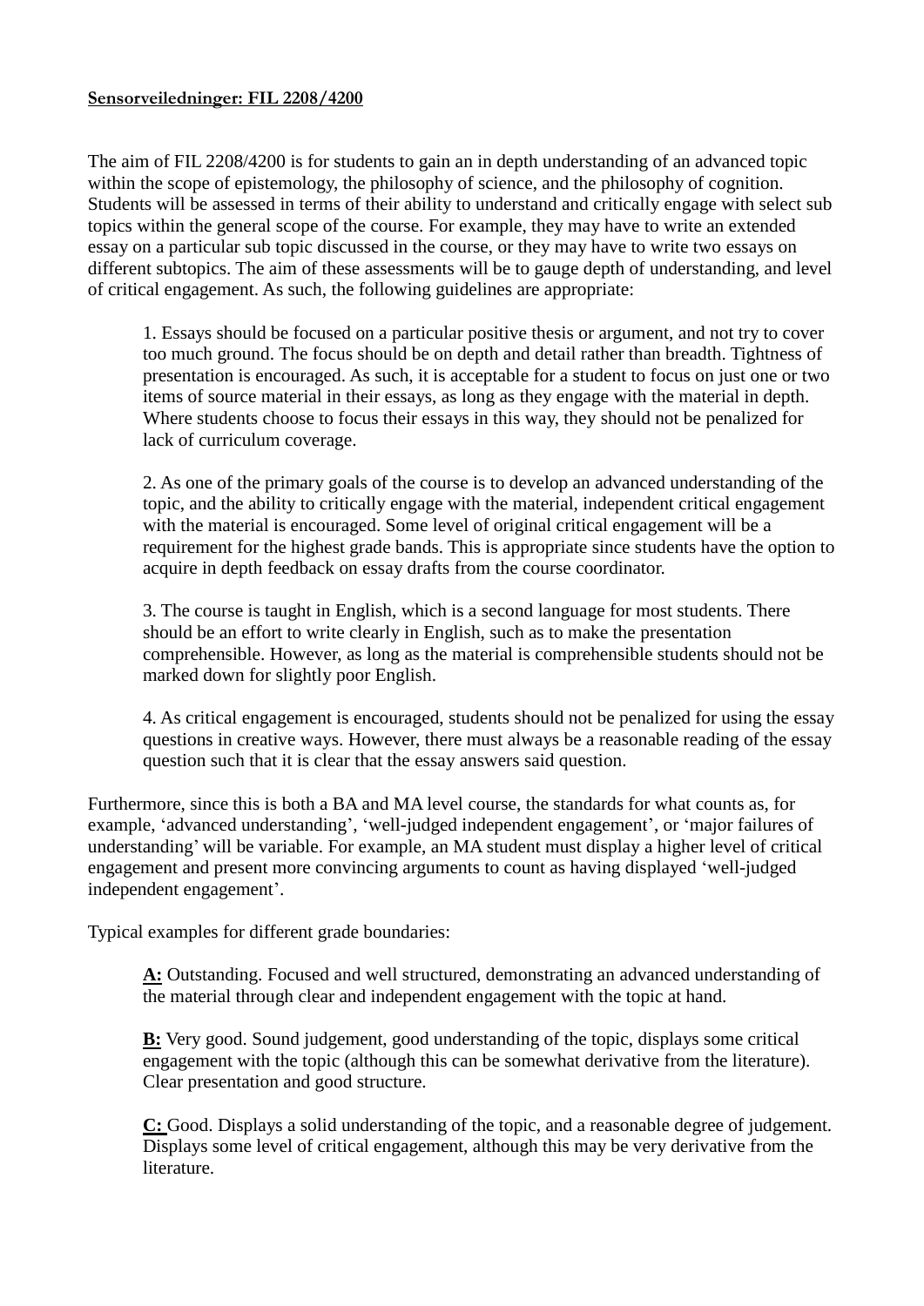**Sensorveiledninger: FIL 2208/4200**

The aim of FIL 2208/4200 is for students to gain an in depth understanding of an advanced topic within the scope of epistemology, the philosophy of science, and the philosophy of cognition. Students will be assessed in terms of their ability to understand and critically engage with select sub topics within the general scope of the course. For example, they may have to write an extended essay on a particular sub topic discussed in the course, or they may have to write two essays on different subtopics. The aim of these assessments will be to gauge depth of understanding, and level of critical engagement. As such, the following guidelines are appropriate:

> 1. Essays should be focused on a particular positive thesis or argument, and not try to cover too much ground. The focus should be on depth and detail rather than breadth. Tightness of presentation is encouraged. As such, it is acceptable for a student to focus on just one or two items of source material in their essays, as long as they engage with the material in depth. Where students choose to focus their essays in this way, they should not be penalized for lack of curriculum coverage.
>
> 2. As one of the primary goals of the course is to develop an advanced understanding of the topic, and the ability to critically engage with the material, independent critical engagement with the material is encouraged. Some level of original critical engagement will be a requirement for the highest grade bands. This is appropriate since students have the option to acquire in depth feedback on essay drafts from the course coordinator.
>
> 3. The course is taught in English, which is a second language for most students. There should be an effort to write clearly in English, such as to make the presentation comprehensible. However, as long as the material is comprehensible students should not be marked down for slightly poor English.
>
> 4. As critical engagement is encouraged, students should not be penalized for using the essay questions in creative ways. However, there must always be a reasonable reading of the essay question such that it is clear that the essay answers said question.

Furthermore, since this is both a BA and MA level course, the standards for what counts as, for example, 'advanced understanding', 'well-judged independent engagement', or 'major failures of understanding' will be variable. For example, an MA student must display a higher level of critical engagement and present more convincing arguments to count as having displayed 'well-judged independent engagement'.

Typical examples for different grade boundaries:

> **A:** Outstanding. Focused and well structured, demonstrating an advanced understanding of the material through clear and independent engagement with the topic at hand.
>
> **B:** Very good. Sound judgement, good understanding of the topic, displays some critical engagement with the topic (although this can be somewhat derivative from the literature). Clear presentation and good structure.
>
> **C:** Good. Displays a solid understanding of the topic, and a reasonable degree of judgement. Displays some level of critical engagement, although this may be very derivative from the literature.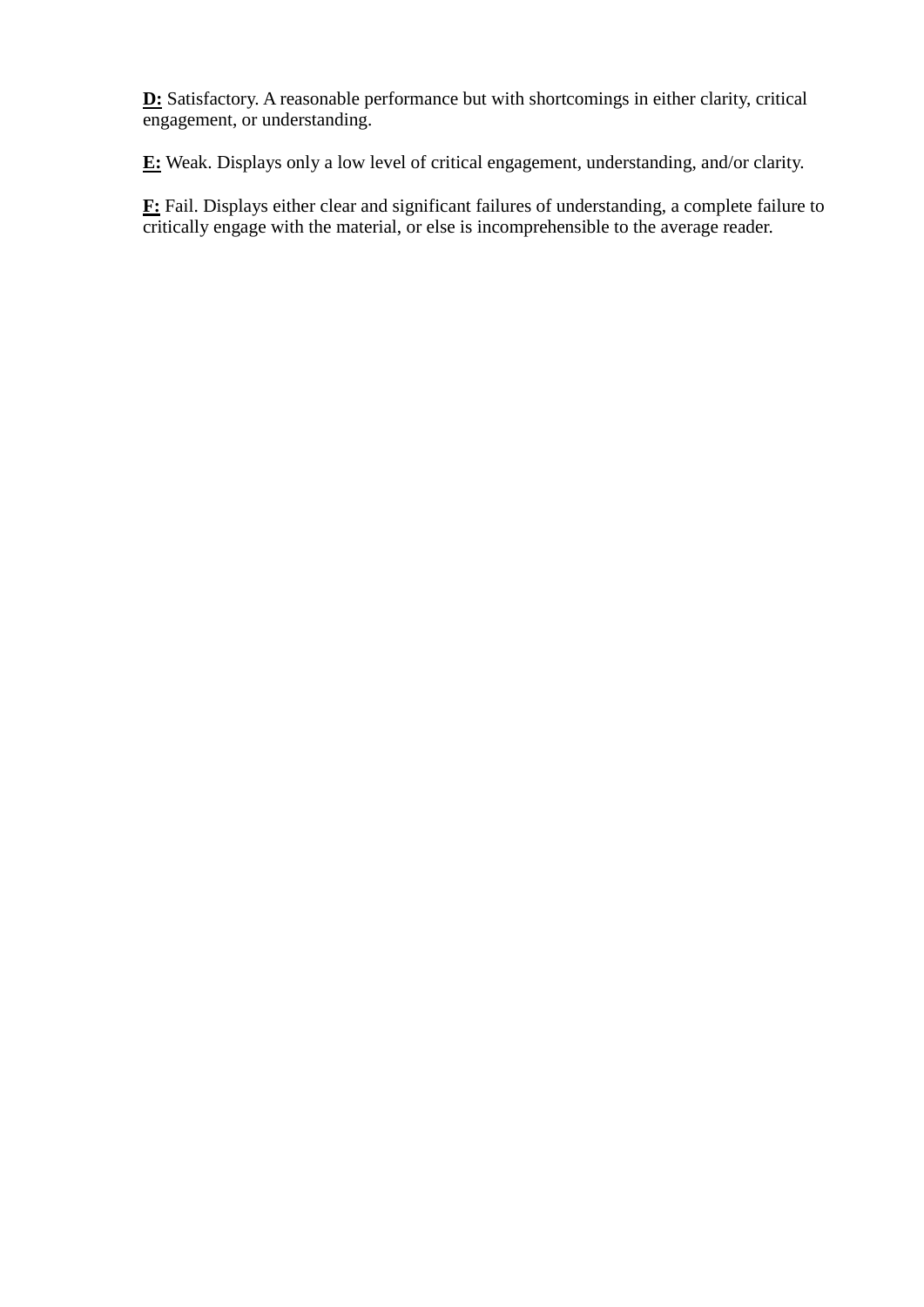**D:** Satisfactory. A reasonable performance but with shortcomings in either clarity, critical engagement, or understanding.

**E:** Weak. Displays only a low level of critical engagement, understanding, and/or clarity.

**F:** Fail. Displays either clear and significant failures of understanding, a complete failure to critically engage with the material, or else is incomprehensible to the average reader.